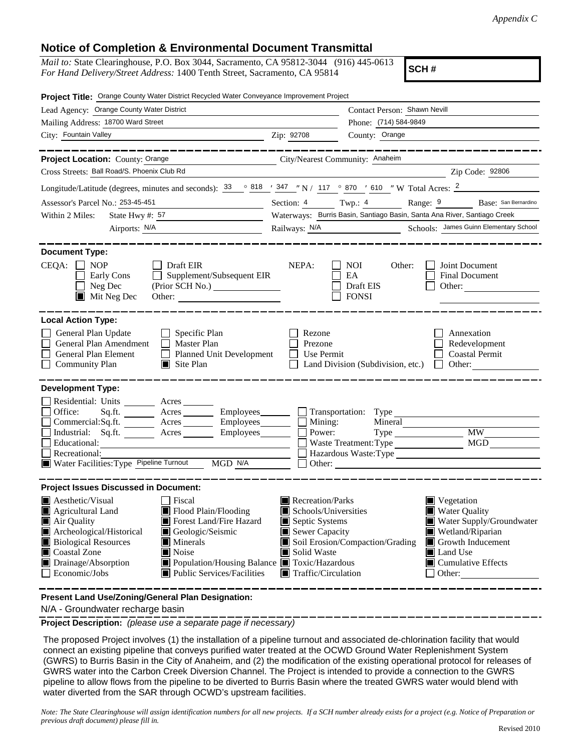*Appendix C*

# Notice of Completion & Environmental Document Transmittal

*Mail to:* State Clearinghouse, P.O. Box 3044, Sacramento, CA 95812-3044 (916) 445-0613
*For Hand Delivery/Street Address:* 1400 Tenth Street, Sacramento, CA 95814

**SCH #**

**Project Title:** Orange County Water District Recycled Water Conveyance Improvement Project

Lead Agency: Orange County Water District — Contact Person: Shawn Nevill

Mailing Address: 18700 Ward Street — Phone: (714) 584-9849

City: Fountain Valley — Zip: 92708 — County: Orange

---

**Project Location:** County: Orange — City/Nearest Community: Anaheim

Cross Streets: Ball Road/S. Phoenix Club Rd — Zip Code: 92806

Longitude/Latitude (degrees, minutes and seconds): 33 ° 818 ′ 347 ″ N / 117 ° 870 ′ 610 ″ W Total Acres: 2

Assessor's Parcel No.: 253-45-451 — Section: 4 Twp.: 4 Range: 9 Base: San Bernardino

Within 2 Miles: State Hwy #: 57 — Waterways: Burris Basin, Santiago Basin, Santa Ana River, Santiago Creek

Airports: N/A — Railways: N/A — Schools: James Guinn Elementary School

---

**Document Type:**

CEQA: ☐ NOP ☐ Early Cons ☐ Neg Dec ■ Mit Neg Dec ☐ Draft EIR ☐ Supplement/Subsequent EIR (Prior SCH No.) ______ Other: ______

NEPA: ☐ NOI ☐ EA ☐ Draft EIS ☐ FONSI

Other: ☐ Joint Document ☐ Final Document ☐ Other: ______

---

**Local Action Type:**

☐ General Plan Update ☐ General Plan Amendment ☐ General Plan Element ☐ Community Plan ☐ Specific Plan ☐ Master Plan ☐ Planned Unit Development ■ Site Plan ☐ Rezone ☐ Prezone ☐ Use Permit ☐ Land Division (Subdivision, etc.) ☐ Annexation ☐ Redevelopment ☐ Coastal Permit ☐ Other: ______

---

**Development Type:**

☐ Residential: Units ______ Acres ______
☐ Office: Sq.ft. ______ Acres ______ Employees ______
☐ Commercial: Sq.ft. ______ Acres ______ Employees ______
☐ Industrial: Sq.ft. ______ Acres ______ Employees ______
☐ Educational: ______
☐ Recreational: ______
■ Water Facilities: Type Pipeline Turnout MGD N/A
☐ Transportation: Type ______
☐ Mining: Mineral ______
☐ Power: Type ______ MW ______
☐ Waste Treatment: Type ______ MGD ______
☐ Hazardous Waste: Type ______
☐ Other: ______

---

**Project Issues Discussed in Document:**

■ Aesthetic/Visual ■ Agricultural Land ■ Air Quality ■ Archeological/Historical ■ Biological Resources ■ Coastal Zone ■ Drainage/Absorption ☐ Economic/Jobs
☐ Fiscal ■ Flood Plain/Flooding ■ Forest Land/Fire Hazard ■ Geologic/Seismic ■ Minerals ■ Noise ■ Population/Housing Balance ■ Public Services/Facilities
■ Recreation/Parks ■ Schools/Universities ■ Septic Systems ■ Sewer Capacity ■ Soil Erosion/Compaction/Grading ■ Solid Waste ■ Toxic/Hazardous ■ Traffic/Circulation
■ Vegetation ■ Water Quality ■ Water Supply/Groundwater ■ Wetland/Riparian ■ Growth Inducement ■ Land Use ■ Cumulative Effects ☐ Other: ______

---

**Present Land Use/Zoning/General Plan Designation:**

N/A - Groundwater recharge basin

**Project Description:** *(please use a separate page if necessary)*

The proposed Project involves (1) the installation of a pipeline turnout and associated de-chlorination facility that would connect an existing pipeline that conveys purified water treated at the OCWD Ground Water Replenishment System (GWRS) to Burris Basin in the City of Anaheim, and (2) the modification of the existing operational protocol for releases of GWRS water into the Carbon Creek Diversion Channel. The Project is intended to provide a connection to the GWRS pipeline to allow flows from the pipeline to be diverted to Burris Basin where the treated GWRS water would blend with water diverted from the SAR through OCWD's upstream facilities.

*Note: The State Clearinghouse will assign identification numbers for all new projects. If a SCH number already exists for a project (e.g. Notice of Preparation or previous draft document) please fill in.*

Revised 2010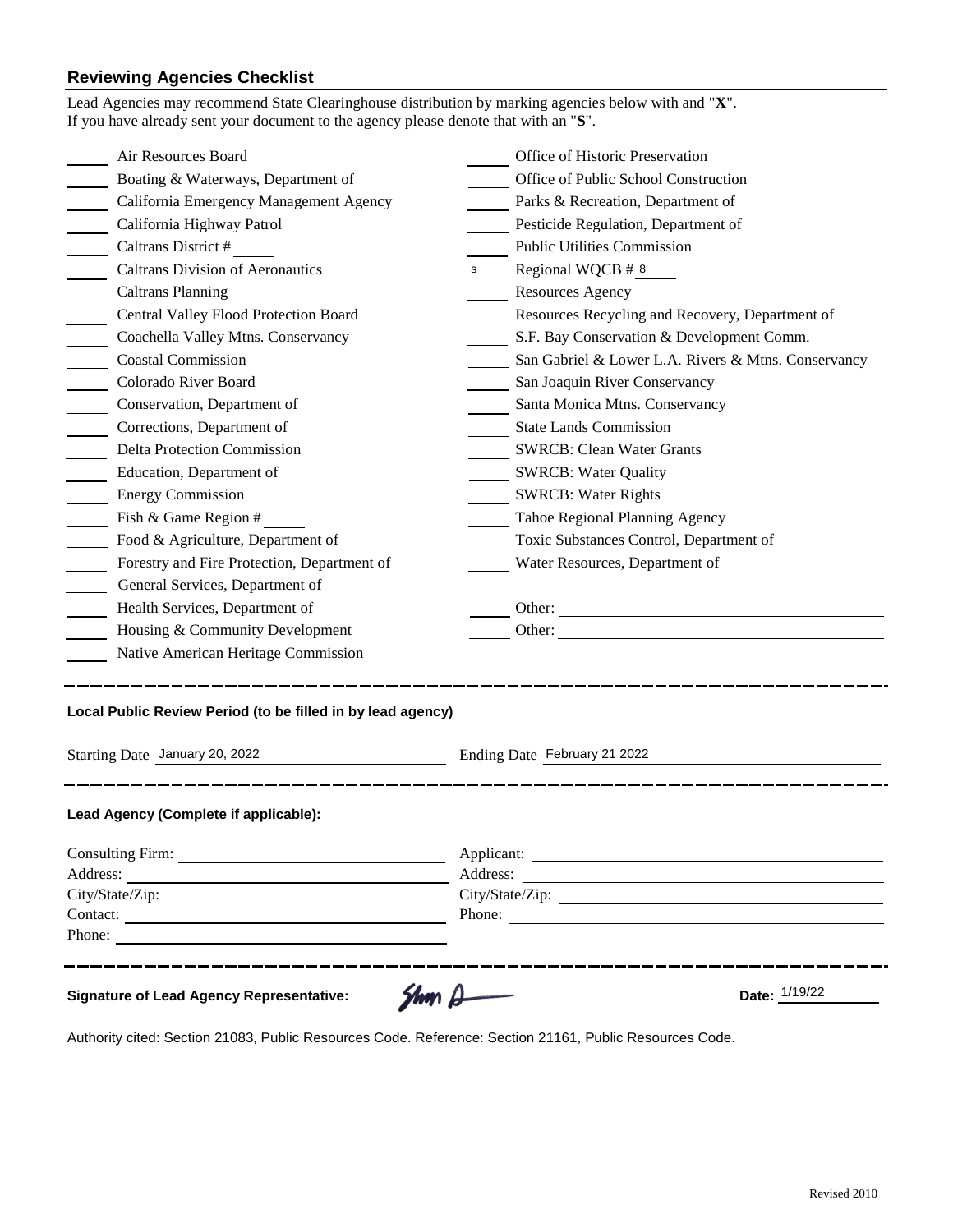## Reviewing Agencies Checklist

Lead Agencies may recommend State Clearinghouse distribution by marking agencies below with and "**X**".
If you have already sent your document to the agency please denote that with an "**S**".

| | | | |
|---|---|---|---|
| | Air Resources Board | | Office of Historic Preservation |
| | Boating & Waterways, Department of | | Office of Public School Construction |
| | California Emergency Management Agency | | Parks & Recreation, Department of |
| | California Highway Patrol | | Pesticide Regulation, Department of |
| | Caltrans District # | | Public Utilities Commission |
| | Caltrans Division of Aeronautics | s | Regional WQCB # 8 |
| | Caltrans Planning | | Resources Agency |
| | Central Valley Flood Protection Board | | Resources Recycling and Recovery, Department of |
| | Coachella Valley Mtns. Conservancy | | S.F. Bay Conservation & Development Comm. |
| | Coastal Commission | | San Gabriel & Lower L.A. Rivers & Mtns. Conservancy |
| | Colorado River Board | | San Joaquin River Conservancy |
| | Conservation, Department of | | Santa Monica Mtns. Conservancy |
| | Corrections, Department of | | State Lands Commission |
| | Delta Protection Commission | | SWRCB: Clean Water Grants |
| | Education, Department of | | SWRCB: Water Quality |
| | Energy Commission | | SWRCB: Water Rights |
| | Fish & Game Region # | | Tahoe Regional Planning Agency |
| | Food & Agriculture, Department of | | Toxic Substances Control, Department of |
| | Forestry and Fire Protection, Department of | | Water Resources, Department of |
| | General Services, Department of | | |
| | Health Services, Department of | | Other: |
| | Housing & Community Development | | Other: |
| | Native American Heritage Commission | | |

---

**Local Public Review Period (to be filled in by lead agency)**

Starting Date January 20, 2022 Ending Date February 21 2022

---

**Lead Agency (Complete if applicable):**

Consulting Firm:
Address:
City/State/Zip:
Contact:
Phone:

Applicant:
Address:
City/State/Zip:
Phone:

---

**Signature of Lead Agency Representative:** [signature] **Date:** 1/19/22

Authority cited: Section 21083, Public Resources Code. Reference: Section 21161, Public Resources Code.

Revised 2010